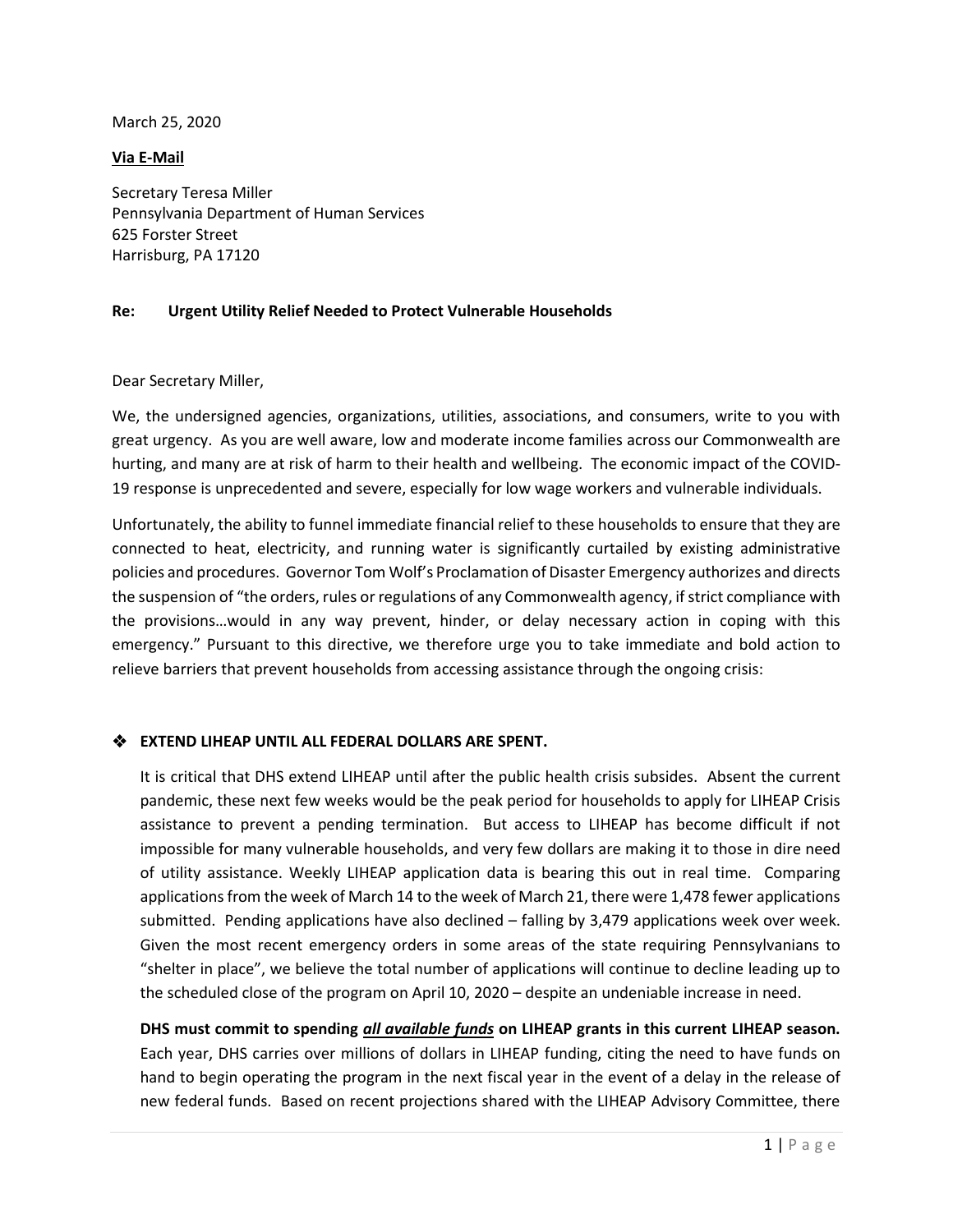March 25, 2020

**<u>Via E-Mail</u>**

Secretary Teresa Miller
Pennsylvania Department of Human Services
625 Forster Street
Harrisburg, PA 17120

**Re: Urgent Utility Relief Needed to Protect Vulnerable Households**

Dear Secretary Miller,

We, the undersigned agencies, organizations, utilities, associations, and consumers, write to you with great urgency. As you are well aware, low and moderate income families across our Commonwealth are hurting, and many are at risk of harm to their health and wellbeing. The economic impact of the COVID-19 response is unprecedented and severe, especially for low wage workers and vulnerable individuals.

Unfortunately, the ability to funnel immediate financial relief to these households to ensure that they are connected to heat, electricity, and running water is significantly curtailed by existing administrative policies and procedures. Governor Tom Wolf's Proclamation of Disaster Emergency authorizes and directs the suspension of "the orders, rules or regulations of any Commonwealth agency, if strict compliance with the provisions…would in any way prevent, hinder, or delay necessary action in coping with this emergency." Pursuant to this directive, we therefore urge you to take immediate and bold action to relieve barriers that prevent households from accessing assistance through the ongoing crisis:

- **EXTEND LIHEAP UNTIL ALL FEDERAL DOLLARS ARE SPENT.**

  It is critical that DHS extend LIHEAP until after the public health crisis subsides. Absent the current pandemic, these next few weeks would be the peak period for households to apply for LIHEAP Crisis assistance to prevent a pending termination. But access to LIHEAP has become difficult if not impossible for many vulnerable households, and very few dollars are making it to those in dire need of utility assistance. Weekly LIHEAP application data is bearing this out in real time. Comparing applications from the week of March 14 to the week of March 21, there were 1,478 fewer applications submitted. Pending applications have also declined – falling by 3,479 applications week over week. Given the most recent emergency orders in some areas of the state requiring Pennsylvanians to "shelter in place", we believe the total number of applications will continue to decline leading up to the scheduled close of the program on April 10, 2020 – despite an undeniable increase in need.

  **DHS must commit to spending *<u>all available funds</u>* on LIHEAP grants in this current LIHEAP season.** Each year, DHS carries over millions of dollars in LIHEAP funding, citing the need to have funds on hand to begin operating the program in the next fiscal year in the event of a delay in the release of new federal funds. Based on recent projections shared with the LIHEAP Advisory Committee, there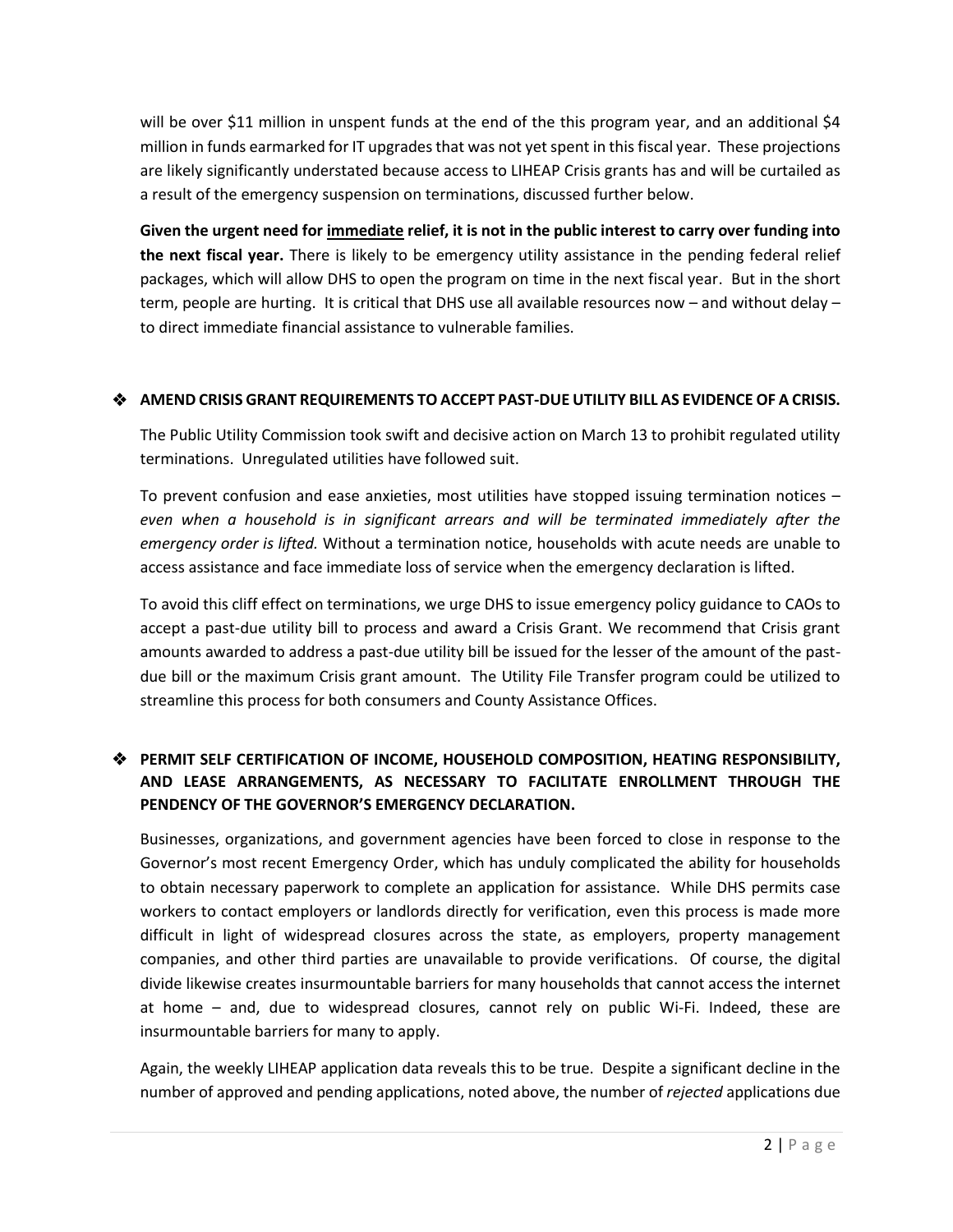will be over $11 million in unspent funds at the end of the this program year, and an additional $4 million in funds earmarked for IT upgrades that was not yet spent in this fiscal year. These projections are likely significantly understated because access to LIHEAP Crisis grants has and will be curtailed as a result of the emergency suspension on terminations, discussed further below.

**Given the urgent need for <u>immediate</u> relief, it is not in the public interest to carry over funding into the next fiscal year.** There is likely to be emergency utility assistance in the pending federal relief packages, which will allow DHS to open the program on time in the next fiscal year. But in the short term, people are hurting. It is critical that DHS use all available resources now – and without delay – to direct immediate financial assistance to vulnerable families.

- **AMEND CRISIS GRANT REQUIREMENTS TO ACCEPT PAST-DUE UTILITY BILL AS EVIDENCE OF A CRISIS.**

The Public Utility Commission took swift and decisive action on March 13 to prohibit regulated utility terminations. Unregulated utilities have followed suit.

To prevent confusion and ease anxieties, most utilities have stopped issuing termination notices – *even when a household is in significant arrears and will be terminated immediately after the emergency order is lifted.* Without a termination notice, households with acute needs are unable to access assistance and face immediate loss of service when the emergency declaration is lifted.

To avoid this cliff effect on terminations, we urge DHS to issue emergency policy guidance to CAOs to accept a past-due utility bill to process and award a Crisis Grant. We recommend that Crisis grant amounts awarded to address a past-due utility bill be issued for the lesser of the amount of the past-due bill or the maximum Crisis grant amount. The Utility File Transfer program could be utilized to streamline this process for both consumers and County Assistance Offices.

- **PERMIT SELF CERTIFICATION OF INCOME, HOUSEHOLD COMPOSITION, HEATING RESPONSIBILITY, AND LEASE ARRANGEMENTS, AS NECESSARY TO FACILITATE ENROLLMENT THROUGH THE PENDENCY OF THE GOVERNOR'S EMERGENCY DECLARATION.**

Businesses, organizations, and government agencies have been forced to close in response to the Governor's most recent Emergency Order, which has unduly complicated the ability for households to obtain necessary paperwork to complete an application for assistance. While DHS permits case workers to contact employers or landlords directly for verification, even this process is made more difficult in light of widespread closures across the state, as employers, property management companies, and other third parties are unavailable to provide verifications. Of course, the digital divide likewise creates insurmountable barriers for many households that cannot access the internet at home – and, due to widespread closures, cannot rely on public Wi-Fi. Indeed, these are insurmountable barriers for many to apply.

Again, the weekly LIHEAP application data reveals this to be true. Despite a significant decline in the number of approved and pending applications, noted above, the number of *rejected* applications due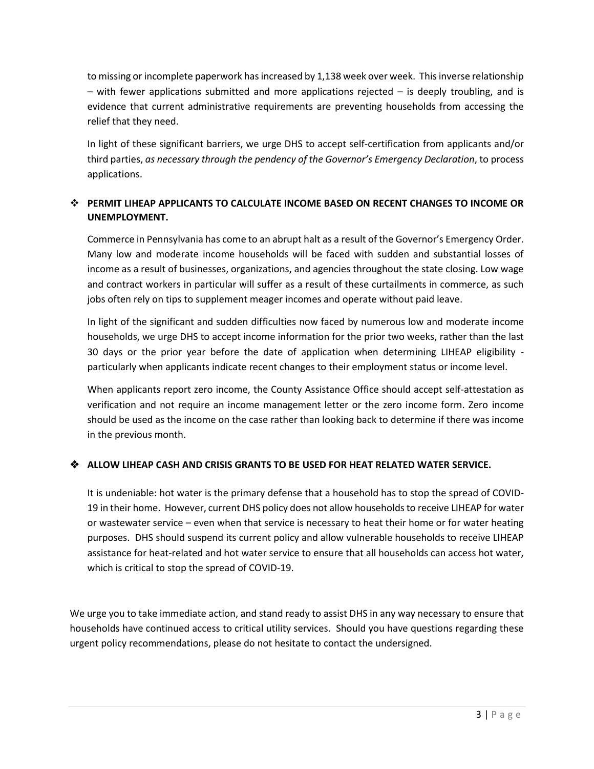to missing or incomplete paperwork has increased by 1,138 week over week. This inverse relationship – with fewer applications submitted and more applications rejected – is deeply troubling, and is evidence that current administrative requirements are preventing households from accessing the relief that they need.

In light of these significant barriers, we urge DHS to accept self-certification from applicants and/or third parties, *as necessary through the pendency of the Governor's Emergency Declaration*, to process applications.

- **PERMIT LIHEAP APPLICANTS TO CALCULATE INCOME BASED ON RECENT CHANGES TO INCOME OR UNEMPLOYMENT.**

  Commerce in Pennsylvania has come to an abrupt halt as a result of the Governor's Emergency Order. Many low and moderate income households will be faced with sudden and substantial losses of income as a result of businesses, organizations, and agencies throughout the state closing. Low wage and contract workers in particular will suffer as a result of these curtailments in commerce, as such jobs often rely on tips to supplement meager incomes and operate without paid leave.

  In light of the significant and sudden difficulties now faced by numerous low and moderate income households, we urge DHS to accept income information for the prior two weeks, rather than the last 30 days or the prior year before the date of application when determining LIHEAP eligibility - particularly when applicants indicate recent changes to their employment status or income level.

  When applicants report zero income, the County Assistance Office should accept self-attestation as verification and not require an income management letter or the zero income form. Zero income should be used as the income on the case rather than looking back to determine if there was income in the previous month.

- **ALLOW LIHEAP CASH AND CRISIS GRANTS TO BE USED FOR HEAT RELATED WATER SERVICE.**

  It is undeniable: hot water is the primary defense that a household has to stop the spread of COVID-19 in their home. However, current DHS policy does not allow households to receive LIHEAP for water or wastewater service – even when that service is necessary to heat their home or for water heating purposes. DHS should suspend its current policy and allow vulnerable households to receive LIHEAP assistance for heat-related and hot water service to ensure that all households can access hot water, which is critical to stop the spread of COVID-19.

We urge you to take immediate action, and stand ready to assist DHS in any way necessary to ensure that households have continued access to critical utility services. Should you have questions regarding these urgent policy recommendations, please do not hesitate to contact the undersigned.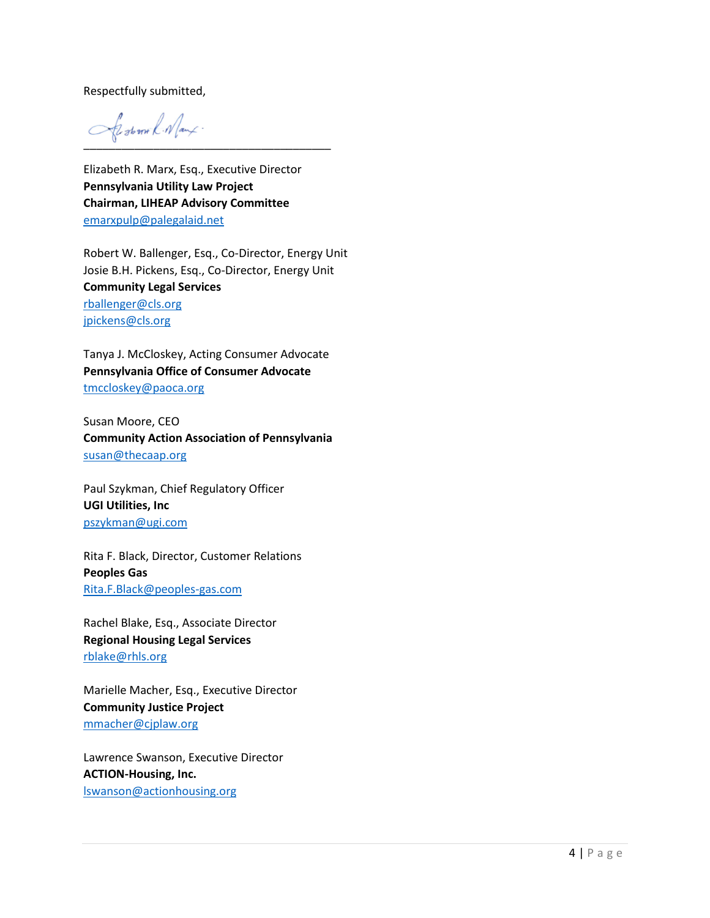Respectfully submitted,

\_\_\_\_\_\_\_\_\_\_\_\_\_\_\_\_\_\_\_\_\_\_\_\_\_\_\_\_\_\_\_\_\_\_\_\_\_\_\_\_

Elizabeth R. Marx, Esq., Executive Director
**Pennsylvania Utility Law Project**
**Chairman, LIHEAP Advisory Committee**
emarxpulp@palegalaid.net

Robert W. Ballenger, Esq., Co-Director, Energy Unit
Josie B.H. Pickens, Esq., Co-Director, Energy Unit
**Community Legal Services**
rballenger@cls.org
jpickens@cls.org

Tanya J. McCloskey, Acting Consumer Advocate
**Pennsylvania Office of Consumer Advocate**
tmccloskey@paoca.org

Susan Moore, CEO
**Community Action Association of Pennsylvania**
susan@thecaap.org

Paul Szykman, Chief Regulatory Officer
**UGI Utilities, Inc**
pszykman@ugi.com

Rita F. Black, Director, Customer Relations
**Peoples Gas**
Rita.F.Black@peoples-gas.com

Rachel Blake, Esq., Associate Director
**Regional Housing Legal Services**
rblake@rhls.org

Marielle Macher, Esq., Executive Director
**Community Justice Project**
mmacher@cjplaw.org

Lawrence Swanson, Executive Director
**ACTION-Housing, Inc.**
lswanson@actionhousing.org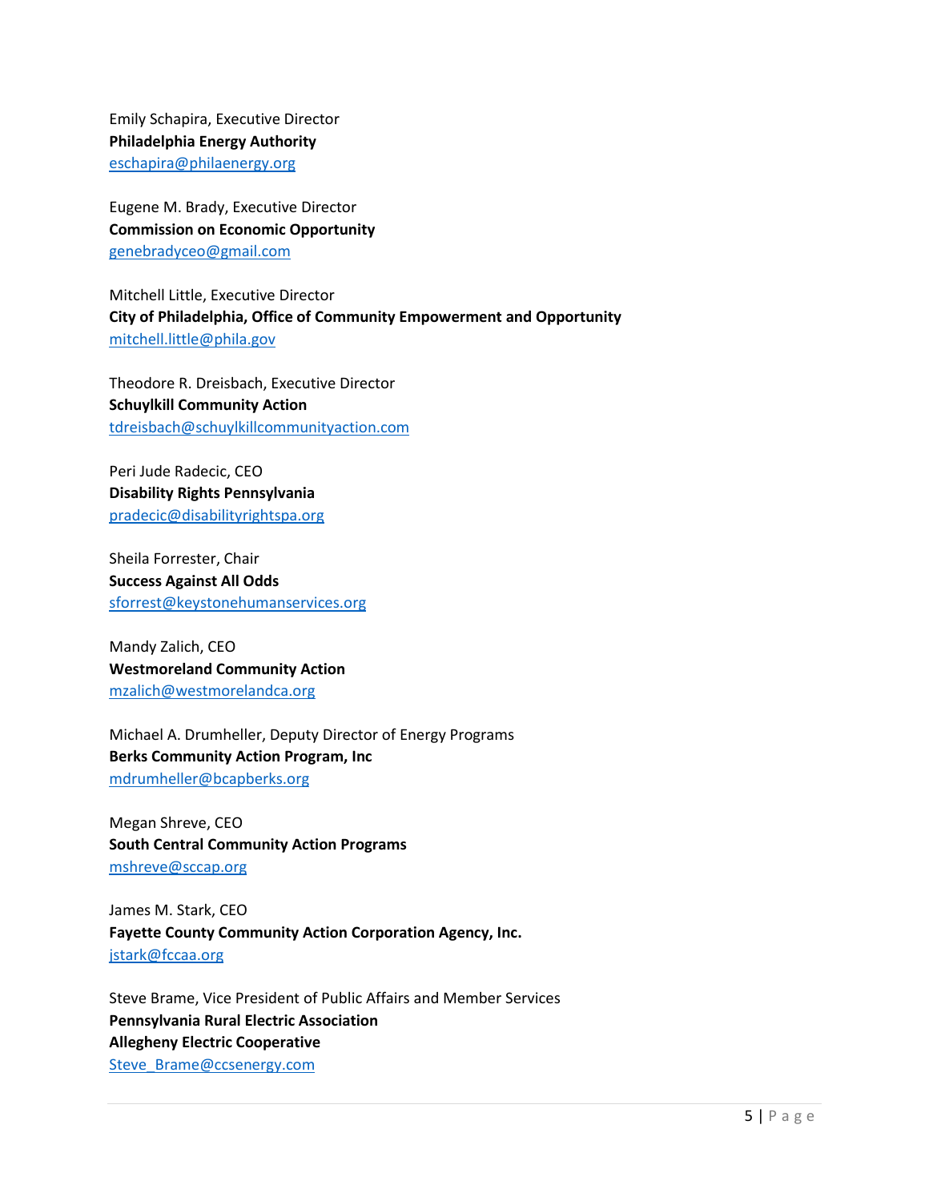Emily Schapira, Executive Director
**Philadelphia Energy Authority**
eschapira@philaenergy.org

Eugene M. Brady, Executive Director
**Commission on Economic Opportunity**
genebradyceo@gmail.com

Mitchell Little, Executive Director
**City of Philadelphia, Office of Community Empowerment and Opportunity**
mitchell.little@phila.gov

Theodore R. Dreisbach, Executive Director
**Schuylkill Community Action**
tdreisbach@schuylkillcommunityaction.com

Peri Jude Radecic, CEO
**Disability Rights Pennsylvania**
pradecic@disabilityrightspa.org

Sheila Forrester, Chair
**Success Against All Odds**
sforrest@keystonehumanservices.org

Mandy Zalich, CEO
**Westmoreland Community Action**
mzalich@westmorelandca.org

Michael A. Drumheller, Deputy Director of Energy Programs
**Berks Community Action Program, Inc**
mdrumheller@bcapberks.org

Megan Shreve, CEO
**South Central Community Action Programs**
mshreve@sccap.org

James M. Stark, CEO
**Fayette County Community Action Corporation Agency, Inc.**
jstark@fccaa.org

Steve Brame, Vice President of Public Affairs and Member Services
**Pennsylvania Rural Electric Association**
**Allegheny Electric Cooperative**
Steve_Brame@ccsenergy.com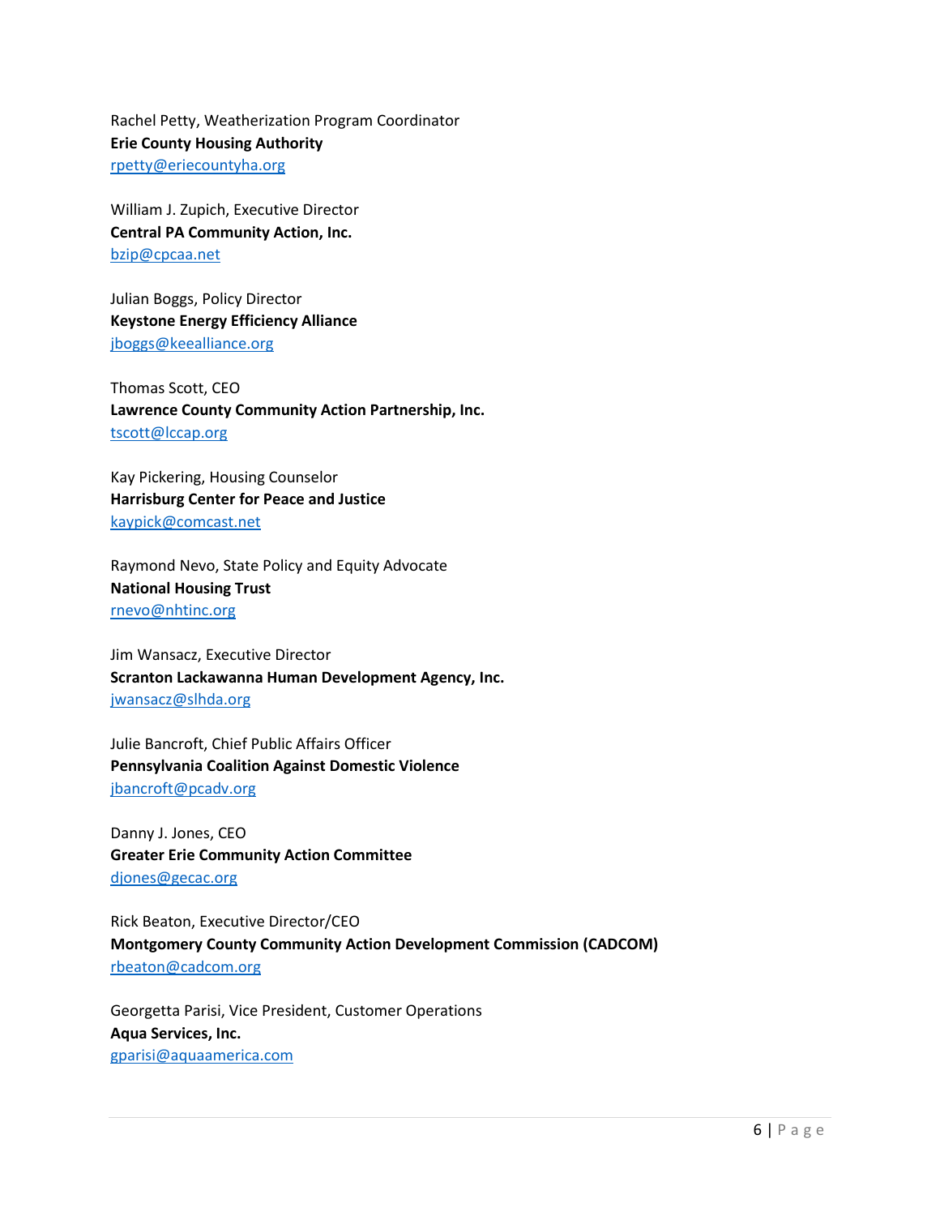Rachel Petty, Weatherization Program Coordinator
**Erie County Housing Authority**
rpetty@eriecountyha.org

William J. Zupich, Executive Director
**Central PA Community Action, Inc.**
bzip@cpcaa.net

Julian Boggs, Policy Director
**Keystone Energy Efficiency Alliance**
jboggs@keealliance.org

Thomas Scott, CEO
**Lawrence County Community Action Partnership, Inc.**
tscott@lccap.org

Kay Pickering, Housing Counselor
**Harrisburg Center for Peace and Justice**
kaypick@comcast.net

Raymond Nevo, State Policy and Equity Advocate
**National Housing Trust**
rnevo@nhtinc.org

Jim Wansacz, Executive Director
**Scranton Lackawanna Human Development Agency, Inc.**
jwansacz@slhda.org

Julie Bancroft, Chief Public Affairs Officer
**Pennsylvania Coalition Against Domestic Violence**
jbancroft@pcadv.org

Danny J. Jones, CEO
**Greater Erie Community Action Committee**
djones@gecac.org

Rick Beaton, Executive Director/CEO
**Montgomery County Community Action Development Commission (CADCOM)**
rbeaton@cadcom.org

Georgetta Parisi, Vice President, Customer Operations
**Aqua Services, Inc.**
gparisi@aquaamerica.com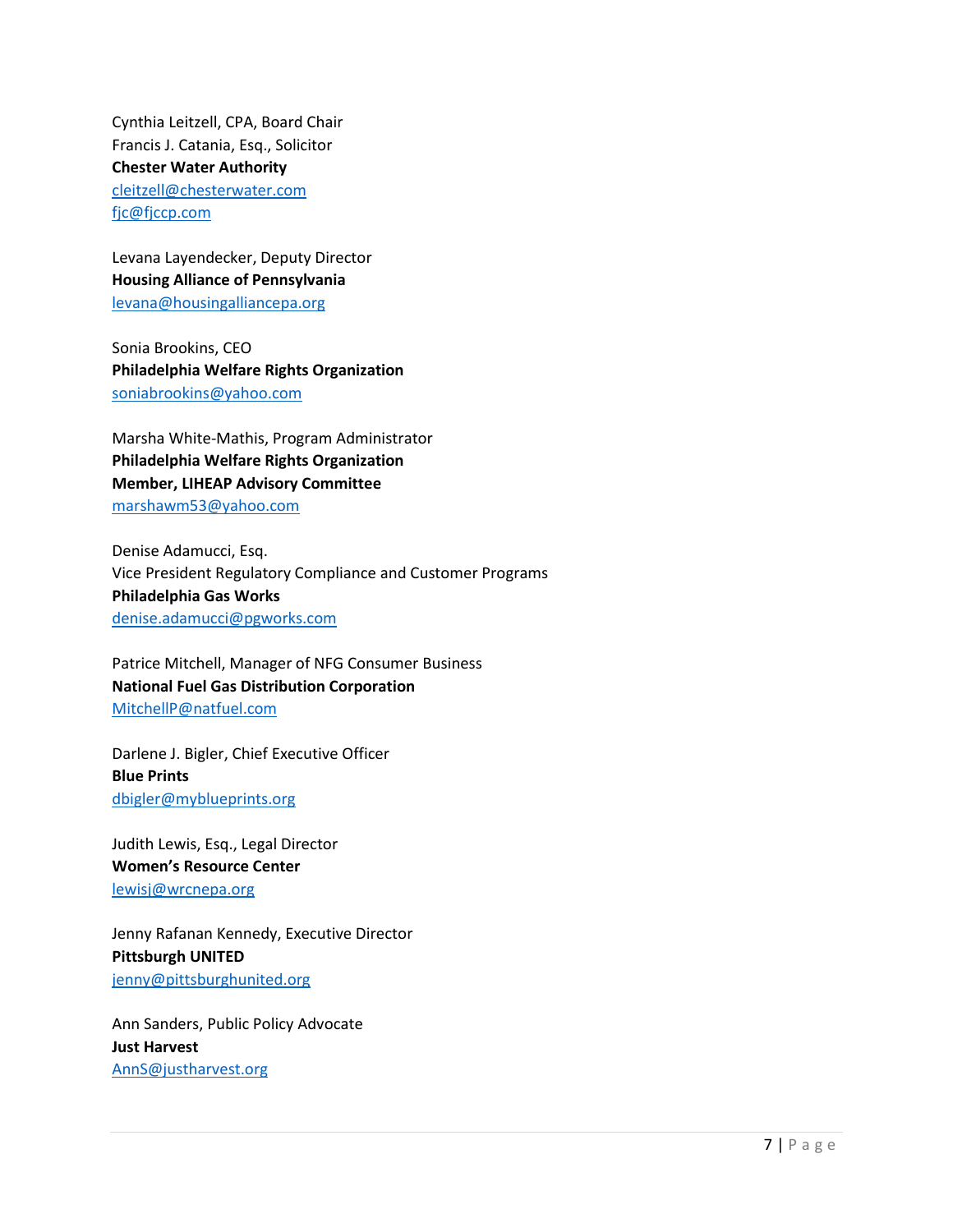Cynthia Leitzell, CPA, Board Chair
Francis J. Catania, Esq., Solicitor
**Chester Water Authority**
cleitzell@chesterwater.com
fjc@fjccp.com

Levana Layendecker, Deputy Director
**Housing Alliance of Pennsylvania**
levana@housingalliancepa.org

Sonia Brookins, CEO
**Philadelphia Welfare Rights Organization**
soniabrookins@yahoo.com

Marsha White-Mathis, Program Administrator
**Philadelphia Welfare Rights Organization**
**Member, LIHEAP Advisory Committee**
marshawm53@yahoo.com

Denise Adamucci, Esq.
Vice President Regulatory Compliance and Customer Programs
**Philadelphia Gas Works**
denise.adamucci@pgworks.com

Patrice Mitchell, Manager of NFG Consumer Business
**National Fuel Gas Distribution Corporation**
MitchellP@natfuel.com

Darlene J. Bigler, Chief Executive Officer
**Blue Prints**
dbigler@myblueprints.org

Judith Lewis, Esq., Legal Director
**Women's Resource Center**
lewisj@wrcnepa.org

Jenny Rafanan Kennedy, Executive Director
**Pittsburgh UNITED**
jenny@pittsburghunited.org

Ann Sanders, Public Policy Advocate
**Just Harvest**
AnnS@justharvest.org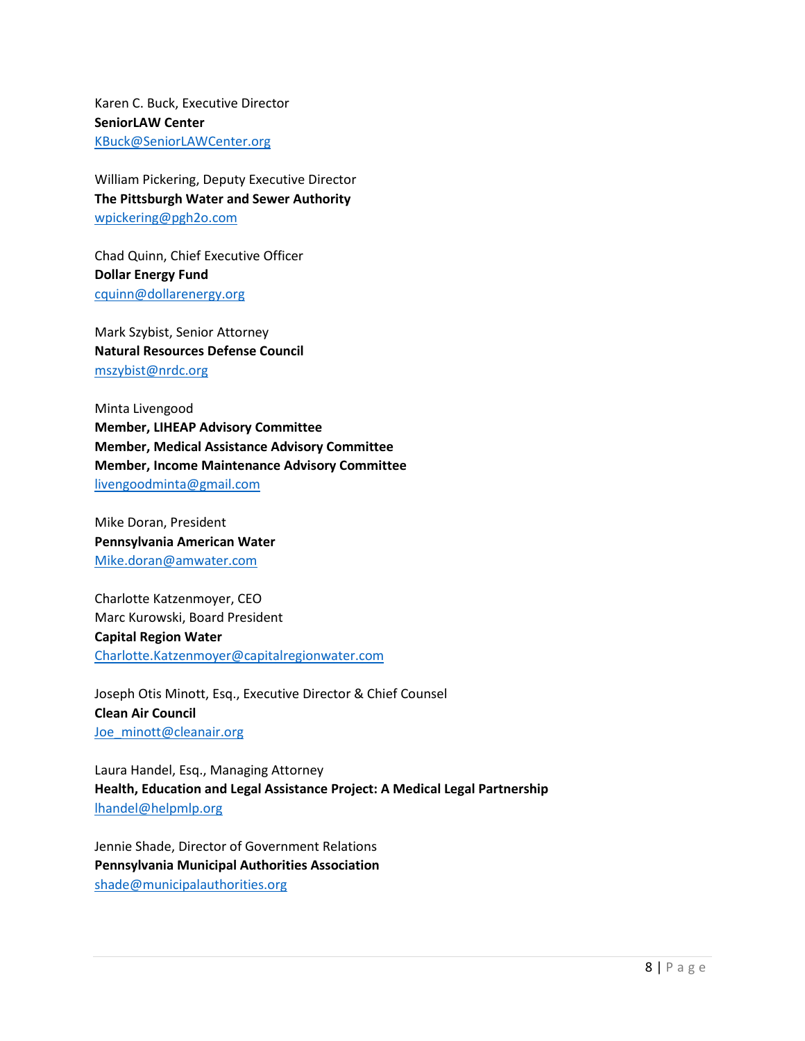Karen C. Buck, Executive Director
**SeniorLAW Center**
KBuck@SeniorLAWCenter.org

William Pickering, Deputy Executive Director
**The Pittsburgh Water and Sewer Authority**
wpickering@pgh2o.com

Chad Quinn, Chief Executive Officer
**Dollar Energy Fund**
cquinn@dollarenergy.org

Mark Szybist, Senior Attorney
**Natural Resources Defense Council**
mszybist@nrdc.org

Minta Livengood
**Member, LIHEAP Advisory Committee**
**Member, Medical Assistance Advisory Committee**
**Member, Income Maintenance Advisory Committee**
livengoodminta@gmail.com

Mike Doran, President
**Pennsylvania American Water**
Mike.doran@amwater.com

Charlotte Katzenmoyer, CEO
Marc Kurowski, Board President
**Capital Region Water**
Charlotte.Katzenmoyer@capitalregionwater.com

Joseph Otis Minott, Esq., Executive Director & Chief Counsel
**Clean Air Council**
Joe_minott@cleanair.org

Laura Handel, Esq., Managing Attorney
**Health, Education and Legal Assistance Project: A Medical Legal Partnership**
lhandel@helpmlp.org

Jennie Shade, Director of Government Relations
**Pennsylvania Municipal Authorities Association**
shade@municipalauthorities.org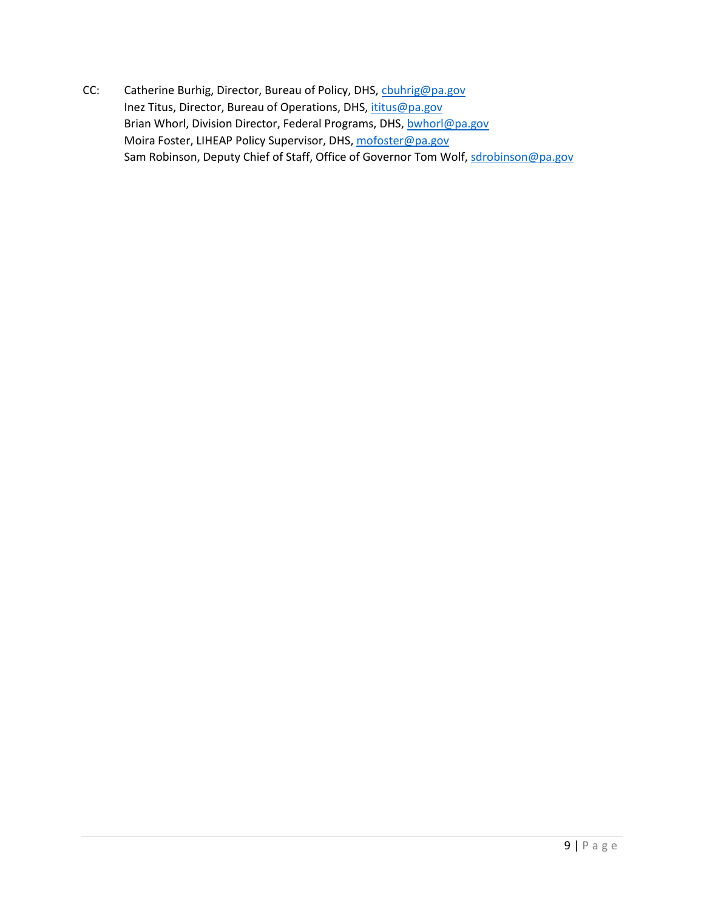CC: Catherine Burhig, Director, Bureau of Policy, DHS, cbuhrig@pa.gov
Inez Titus, Director, Bureau of Operations, DHS, ititus@pa.gov
Brian Whorl, Division Director, Federal Programs, DHS, bwhorl@pa.gov
Moira Foster, LIHEAP Policy Supervisor, DHS, mofoster@pa.gov
Sam Robinson, Deputy Chief of Staff, Office of Governor Tom Wolf, sdrobinson@pa.gov